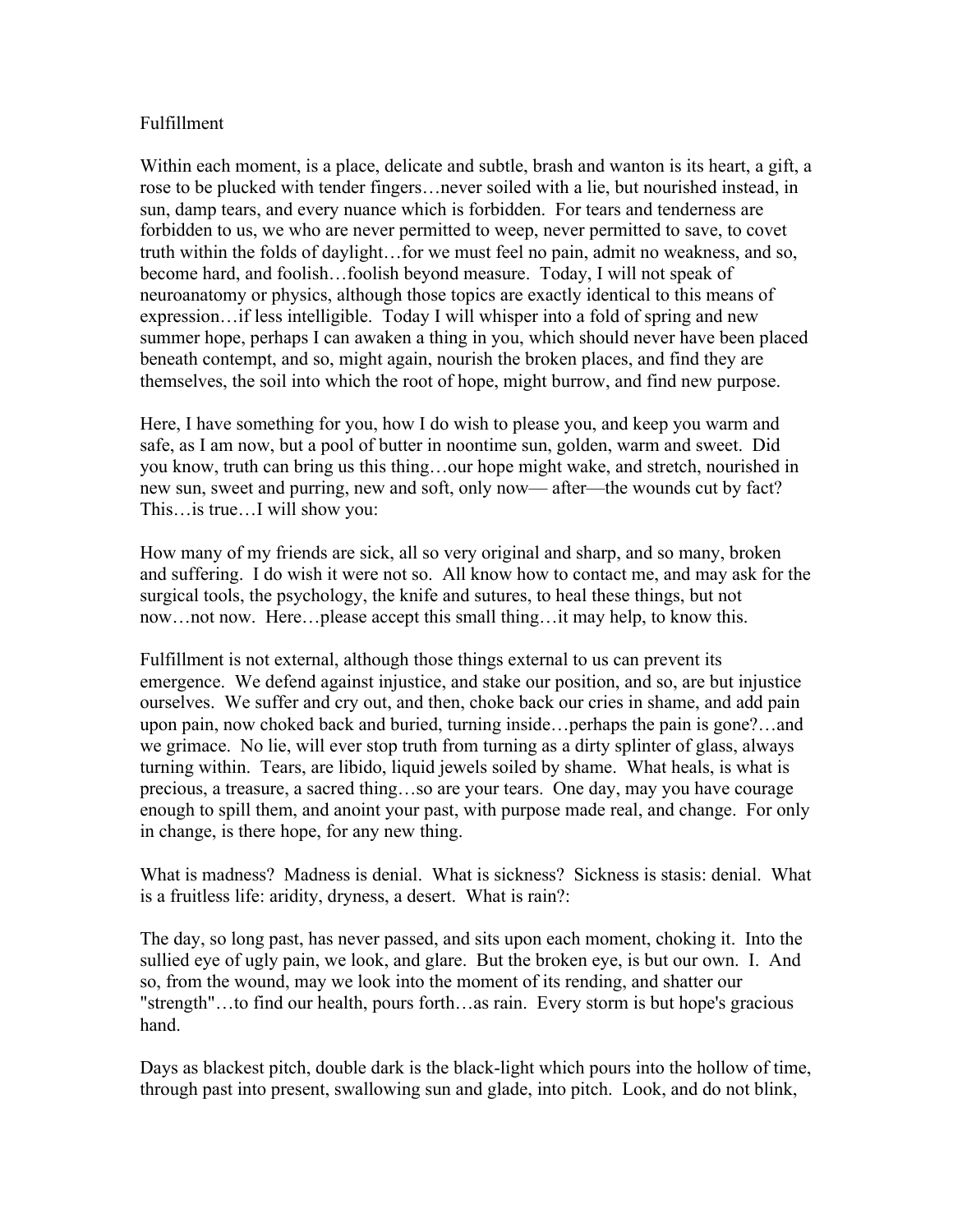# Fulfillment

Within each moment, is a place, delicate and subtle, brash and wanton is its heart, a gift, a rose to be plucked with tender fingers…never soiled with a lie, but nourished instead, in sun, damp tears, and every nuance which is forbidden. For tears and tenderness are forbidden to us, we who are never permitted to weep, never permitted to save, to covet truth within the folds of daylight…for we must feel no pain, admit no weakness, and so, become hard, and foolish…foolish beyond measure. Today, I will not speak of neuroanatomy or physics, although those topics are exactly identical to this means of expression…if less intelligible. Today I will whisper into a fold of spring and new summer hope, perhaps I can awaken a thing in you, which should never have been placed beneath contempt, and so, might again, nourish the broken places, and find they are themselves, the soil into which the root of hope, might burrow, and find new purpose.

Here, I have something for you, how I do wish to please you, and keep you warm and safe, as I am now, but a pool of butter in noontime sun, golden, warm and sweet. Did you know, truth can bring us this thing…our hope might wake, and stretch, nourished in new sun, sweet and purring, new and soft, only now— after—the wounds cut by fact? This…is true…I will show you:

How many of my friends are sick, all so very original and sharp, and so many, broken and suffering. I do wish it were not so. All know how to contact me, and may ask for the surgical tools, the psychology, the knife and sutures, to heal these things, but not now…not now. Here…please accept this small thing…it may help, to know this.

Fulfillment is not external, although those things external to us can prevent its emergence. We defend against injustice, and stake our position, and so, are but injustice ourselves. We suffer and cry out, and then, choke back our cries in shame, and add pain upon pain, now choked back and buried, turning inside…perhaps the pain is gone?…and we grimace. No lie, will ever stop truth from turning as a dirty splinter of glass, always turning within. Tears, are libido, liquid jewels soiled by shame. What heals, is what is precious, a treasure, a sacred thing…so are your tears. One day, may you have courage enough to spill them, and anoint your past, with purpose made real, and change. For only in change, is there hope, for any new thing.

What is madness? Madness is denial. What is sickness? Sickness is stasis: denial. What is a fruitless life: aridity, dryness, a desert. What is rain?:

The day, so long past, has never passed, and sits upon each moment, choking it. Into the sullied eye of ugly pain, we look, and glare. But the broken eye, is but our own. I. And so, from the wound, may we look into the moment of its rending, and shatter our "strength"…to find our health, pours forth…as rain. Every storm is but hope's gracious hand.

Days as blackest pitch, double dark is the black-light which pours into the hollow of time, through past into present, swallowing sun and glade, into pitch. Look, and do not blink,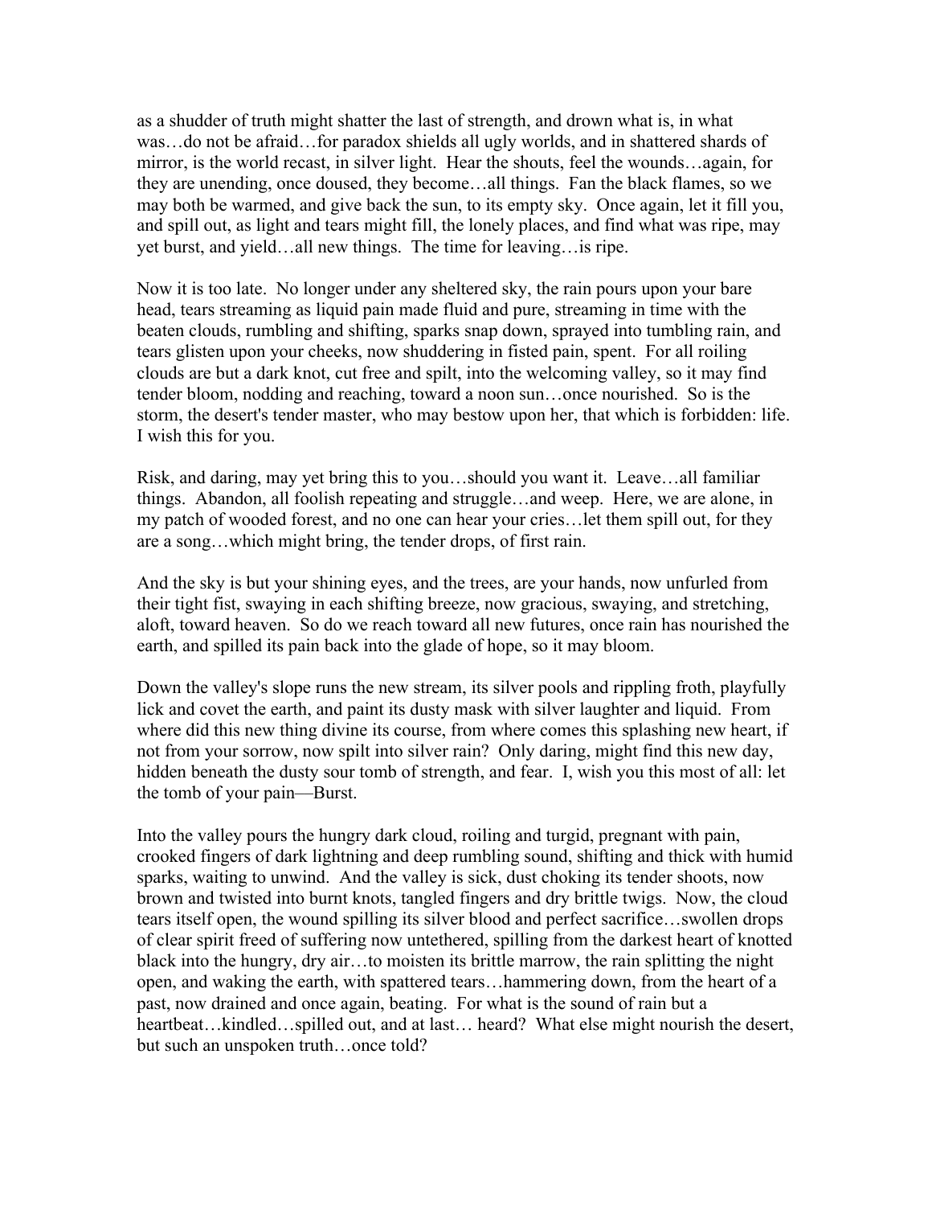as a shudder of truth might shatter the last of strength, and drown what is, in what was…do not be afraid…for paradox shields all ugly worlds, and in shattered shards of mirror, is the world recast, in silver light. Hear the shouts, feel the wounds…again, for they are unending, once doused, they become…all things. Fan the black flames, so we may both be warmed, and give back the sun, to its empty sky. Once again, let it fill you, and spill out, as light and tears might fill, the lonely places, and find what was ripe, may yet burst, and yield…all new things. The time for leaving…is ripe.

Now it is too late. No longer under any sheltered sky, the rain pours upon your bare head, tears streaming as liquid pain made fluid and pure, streaming in time with the beaten clouds, rumbling and shifting, sparks snap down, sprayed into tumbling rain, and tears glisten upon your cheeks, now shuddering in fisted pain, spent. For all roiling clouds are but a dark knot, cut free and spilt, into the welcoming valley, so it may find tender bloom, nodding and reaching, toward a noon sun…once nourished. So is the storm, the desert's tender master, who may bestow upon her, that which is forbidden: life. I wish this for you.

Risk, and daring, may yet bring this to you…should you want it. Leave…all familiar things. Abandon, all foolish repeating and struggle…and weep. Here, we are alone, in my patch of wooded forest, and no one can hear your cries…let them spill out, for they are a song…which might bring, the tender drops, of first rain.

And the sky is but your shining eyes, and the trees, are your hands, now unfurled from their tight fist, swaying in each shifting breeze, now gracious, swaying, and stretching, aloft, toward heaven. So do we reach toward all new futures, once rain has nourished the earth, and spilled its pain back into the glade of hope, so it may bloom.

Down the valley's slope runs the new stream, its silver pools and rippling froth, playfully lick and covet the earth, and paint its dusty mask with silver laughter and liquid. From where did this new thing divine its course, from where comes this splashing new heart, if not from your sorrow, now spilt into silver rain? Only daring, might find this new day, hidden beneath the dusty sour tomb of strength, and fear. I, wish you this most of all: let the tomb of your pain—Burst.

Into the valley pours the hungry dark cloud, roiling and turgid, pregnant with pain, crooked fingers of dark lightning and deep rumbling sound, shifting and thick with humid sparks, waiting to unwind. And the valley is sick, dust choking its tender shoots, now brown and twisted into burnt knots, tangled fingers and dry brittle twigs. Now, the cloud tears itself open, the wound spilling its silver blood and perfect sacrifice…swollen drops of clear spirit freed of suffering now untethered, spilling from the darkest heart of knotted black into the hungry, dry air…to moisten its brittle marrow, the rain splitting the night open, and waking the earth, with spattered tears…hammering down, from the heart of a past, now drained and once again, beating. For what is the sound of rain but a heartbeat…kindled…spilled out, and at last… heard? What else might nourish the desert, but such an unspoken truth…once told?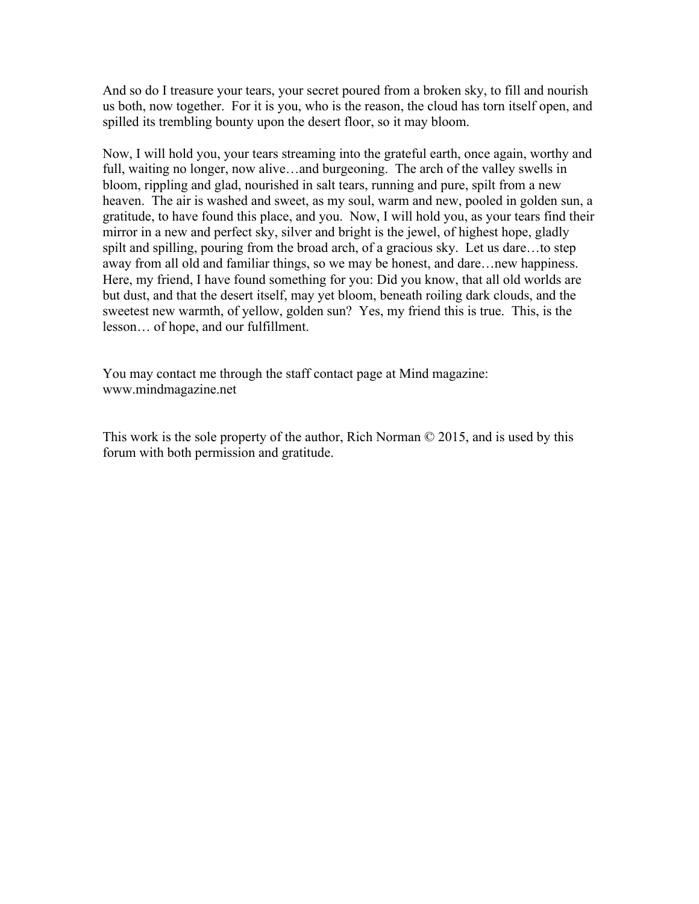And so do I treasure your tears, your secret poured from a broken sky, to fill and nourish us both, now together.  For it is you, who is the reason, the cloud has torn itself open, and spilled its trembling bounty upon the desert floor, so it may bloom.

Now, I will hold you, your tears streaming into the grateful earth, once again, worthy and full, waiting no longer, now alive…and burgeoning.  The arch of the valley swells in bloom, rippling and glad, nourished in salt tears, running and pure, spilt from a new heaven.  The air is washed and sweet, as my soul, warm and new, pooled in golden sun, a gratitude, to have found this place, and you.  Now, I will hold you, as your tears find their mirror in a new and perfect sky, silver and bright is the jewel, of highest hope, gladly spilt and spilling, pouring from the broad arch, of a gracious sky.  Let us dare…to step away from all old and familiar things, so we may be honest, and dare…new happiness. Here, my friend, I have found something for you: Did you know, that all old worlds are but dust, and that the desert itself, may yet bloom, beneath roiling dark clouds, and the sweetest new warmth, of yellow, golden sun?  Yes, my friend this is true.  This, is the lesson… of hope, and our fulfillment.

You may contact me through the staff contact page at Mind magazine:
www.mindmagazine.net

This work is the sole property of the author, Rich Norman © 2015, and is used by this forum with both permission and gratitude.